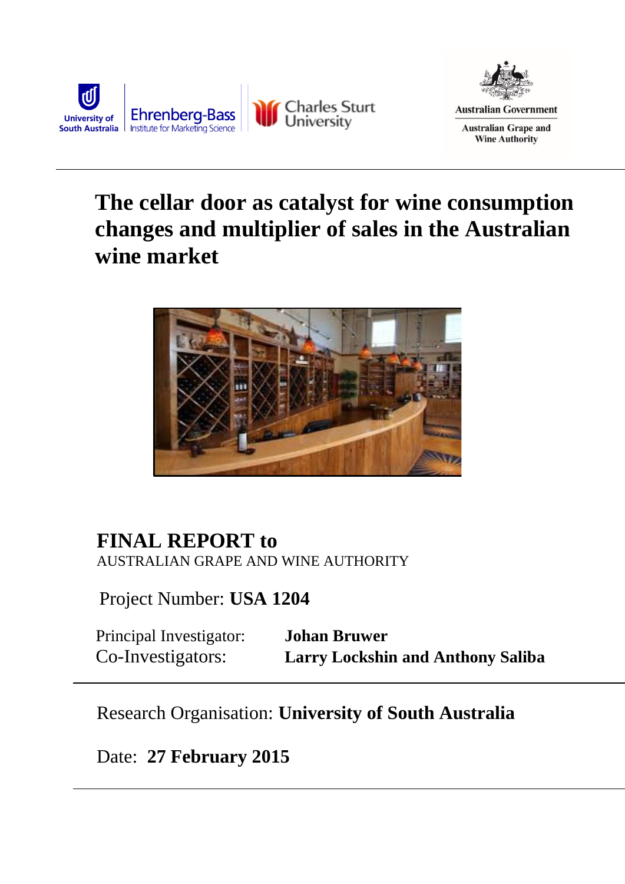University of South Australia | Ehrenberg-Bass Institute for Marketing Science | Charles Sturt University

Australian Government
Australian Grape and Wine Authority

# The cellar door as catalyst for wine consumption changes and multiplier of sales in the Australian wine market

## FINAL REPORT to

AUSTRALIAN GRAPE AND WINE AUTHORITY

Project Number: **USA 1204**

Principal Investigator: **Johan Bruwer**

Co-Investigators: **Larry Lockshin and Anthony Saliba**

Research Organisation: **University of South Australia**

Date: **27 February 2015**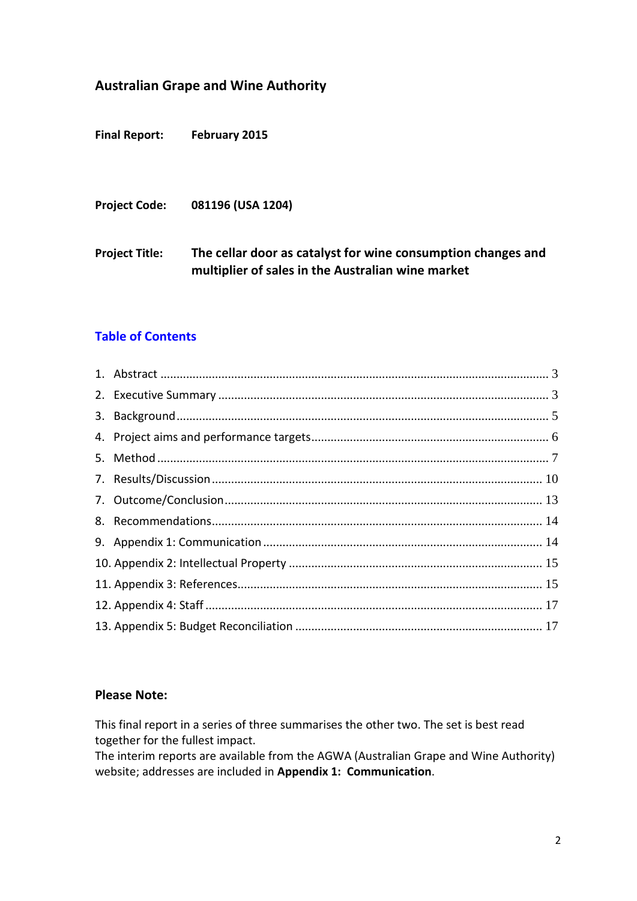## Australian Grape and Wine Authority

**Final Report:** **February 2015**

**Project Code:** **081196 (USA 1204)**

**Project Title:** **The cellar door as catalyst for wine consumption changes and multiplier of sales in the Australian wine market**

### Table of Contents

1. Abstract ........................................................................................................................ 3
2. Executive Summary ...................................................................................................... 3
3. Background .................................................................................................................. 5
4. Project aims and performance targets ......................................................................... 6
5. Method ......................................................................................................................... 7
7. Results/Discussion ..................................................................................................... 10
7. Outcome/Conclusion ................................................................................................. 13
8. Recommendations ...................................................................................................... 14
9. Appendix 1: Communication ...................................................................................... 14
10. Appendix 2: Intellectual Property .............................................................................. 15
11. Appendix 3: References ............................................................................................. 15
12. Appendix 4: Staff ........................................................................................................ 17
13. Appendix 5: Budget Reconciliation ............................................................................ 17

### Please Note:

This final report in a series of three summarises the other two. The set is best read together for the fullest impact.
The interim reports are available from the AGWA (Australian Grape and Wine Authority) website; addresses are included in **Appendix 1: Communication**.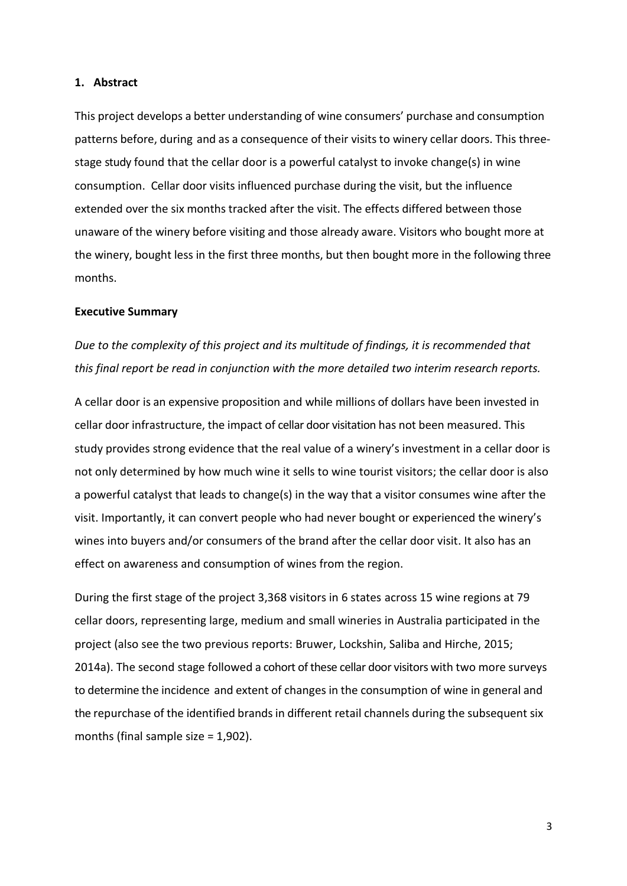## 1. Abstract

This project develops a better understanding of wine consumers' purchase and consumption patterns before, during and as a consequence of their visits to winery cellar doors. This three-stage study found that the cellar door is a powerful catalyst to invoke change(s) in wine consumption. Cellar door visits influenced purchase during the visit, but the influence extended over the six months tracked after the visit. The effects differed between those unaware of the winery before visiting and those already aware. Visitors who bought more at the winery, bought less in the first three months, but then bought more in the following three months.

## Executive Summary

*Due to the complexity of this project and its multitude of findings, it is recommended that this final report be read in conjunction with the more detailed two interim research reports.*

A cellar door is an expensive proposition and while millions of dollars have been invested in cellar door infrastructure, the impact of cellar door visitation has not been measured. This study provides strong evidence that the real value of a winery's investment in a cellar door is not only determined by how much wine it sells to wine tourist visitors; the cellar door is also a powerful catalyst that leads to change(s) in the way that a visitor consumes wine after the visit. Importantly, it can convert people who had never bought or experienced the winery's wines into buyers and/or consumers of the brand after the cellar door visit. It also has an effect on awareness and consumption of wines from the region.

During the first stage of the project 3,368 visitors in 6 states across 15 wine regions at 79 cellar doors, representing large, medium and small wineries in Australia participated in the project (also see the two previous reports: Bruwer, Lockshin, Saliba and Hirche, 2015; 2014a). The second stage followed a cohort of these cellar door visitors with two more surveys to determine the incidence and extent of changes in the consumption of wine in general and the repurchase of the identified brands in different retail channels during the subsequent six months (final sample size = 1,902).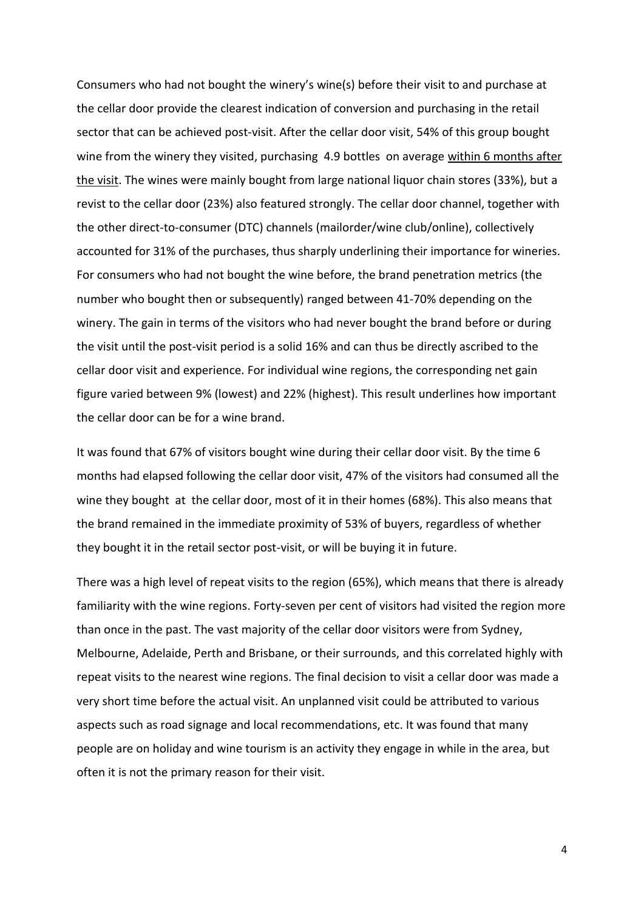Consumers who had not bought the winery's wine(s) before their visit to and purchase at the cellar door provide the clearest indication of conversion and purchasing in the retail sector that can be achieved post-visit. After the cellar door visit, 54% of this group bought wine from the winery they visited, purchasing 4.9 bottles on average <u>within 6 months after the visit</u>. The wines were mainly bought from large national liquor chain stores (33%), but a revist to the cellar door (23%) also featured strongly. The cellar door channel, together with the other direct-to-consumer (DTC) channels (mailorder/wine club/online), collectively accounted for 31% of the purchases, thus sharply underlining their importance for wineries. For consumers who had not bought the wine before, the brand penetration metrics (the number who bought then or subsequently) ranged between 41-70% depending on the winery. The gain in terms of the visitors who had never bought the brand before or during the visit until the post-visit period is a solid 16% and can thus be directly ascribed to the cellar door visit and experience. For individual wine regions, the corresponding net gain figure varied between 9% (lowest) and 22% (highest). This result underlines how important the cellar door can be for a wine brand.

It was found that 67% of visitors bought wine during their cellar door visit. By the time 6 months had elapsed following the cellar door visit, 47% of the visitors had consumed all the wine they bought at the cellar door, most of it in their homes (68%). This also means that the brand remained in the immediate proximity of 53% of buyers, regardless of whether they bought it in the retail sector post-visit, or will be buying it in future.

There was a high level of repeat visits to the region (65%), which means that there is already familiarity with the wine regions. Forty-seven per cent of visitors had visited the region more than once in the past. The vast majority of the cellar door visitors were from Sydney, Melbourne, Adelaide, Perth and Brisbane, or their surrounds, and this correlated highly with repeat visits to the nearest wine regions. The final decision to visit a cellar door was made a very short time before the actual visit. An unplanned visit could be attributed to various aspects such as road signage and local recommendations, etc. It was found that many people are on holiday and wine tourism is an activity they engage in while in the area, but often it is not the primary reason for their visit.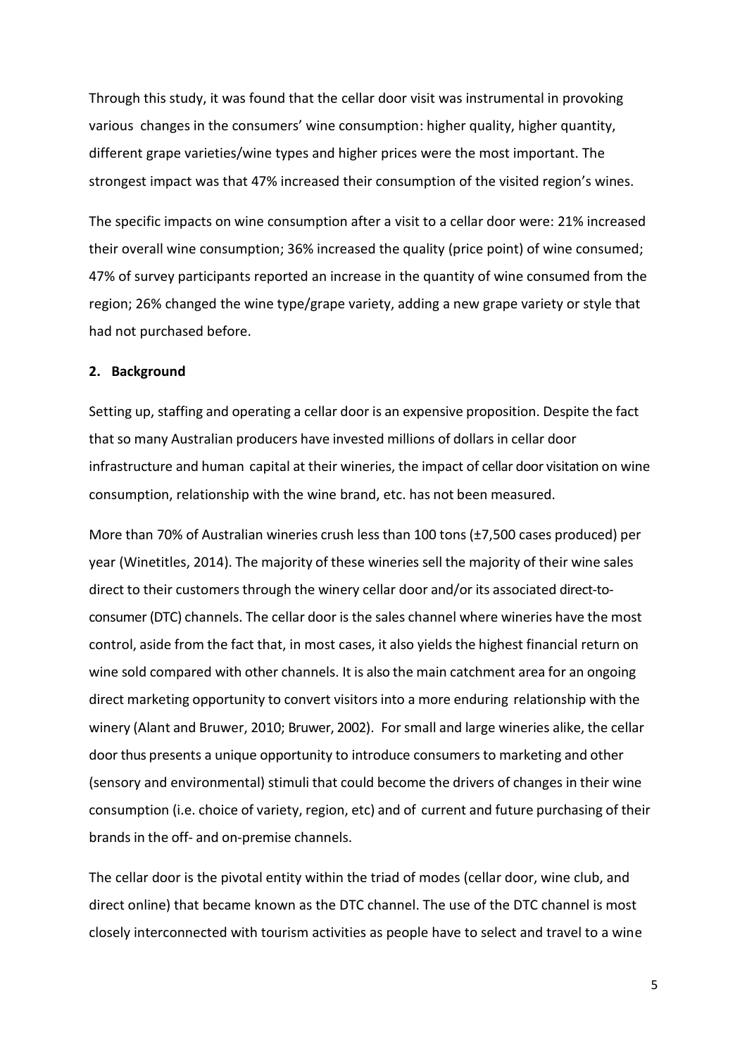Through this study, it was found that the cellar door visit was instrumental in provoking various changes in the consumers' wine consumption: higher quality, higher quantity, different grape varieties/wine types and higher prices were the most important. The strongest impact was that 47% increased their consumption of the visited region's wines.

The specific impacts on wine consumption after a visit to a cellar door were: 21% increased their overall wine consumption; 36% increased the quality (price point) of wine consumed; 47% of survey participants reported an increase in the quantity of wine consumed from the region; 26% changed the wine type/grape variety, adding a new grape variety or style that had not purchased before.

## 2. Background

Setting up, staffing and operating a cellar door is an expensive proposition. Despite the fact that so many Australian producers have invested millions of dollars in cellar door infrastructure and human capital at their wineries, the impact of cellar door visitation on wine consumption, relationship with the wine brand, etc. has not been measured.

More than 70% of Australian wineries crush less than 100 tons (±7,500 cases produced) per year (Winetitles, 2014). The majority of these wineries sell the majority of their wine sales direct to their customers through the winery cellar door and/or its associated direct-to-consumer (DTC) channels. The cellar door is the sales channel where wineries have the most control, aside from the fact that, in most cases, it also yields the highest financial return on wine sold compared with other channels. It is also the main catchment area for an ongoing direct marketing opportunity to convert visitors into a more enduring relationship with the winery (Alant and Bruwer, 2010; Bruwer, 2002). For small and large wineries alike, the cellar door thus presents a unique opportunity to introduce consumers to marketing and other (sensory and environmental) stimuli that could become the drivers of changes in their wine consumption (i.e. choice of variety, region, etc) and of current and future purchasing of their brands in the off- and on-premise channels.

The cellar door is the pivotal entity within the triad of modes (cellar door, wine club, and direct online) that became known as the DTC channel. The use of the DTC channel is most closely interconnected with tourism activities as people have to select and travel to a wine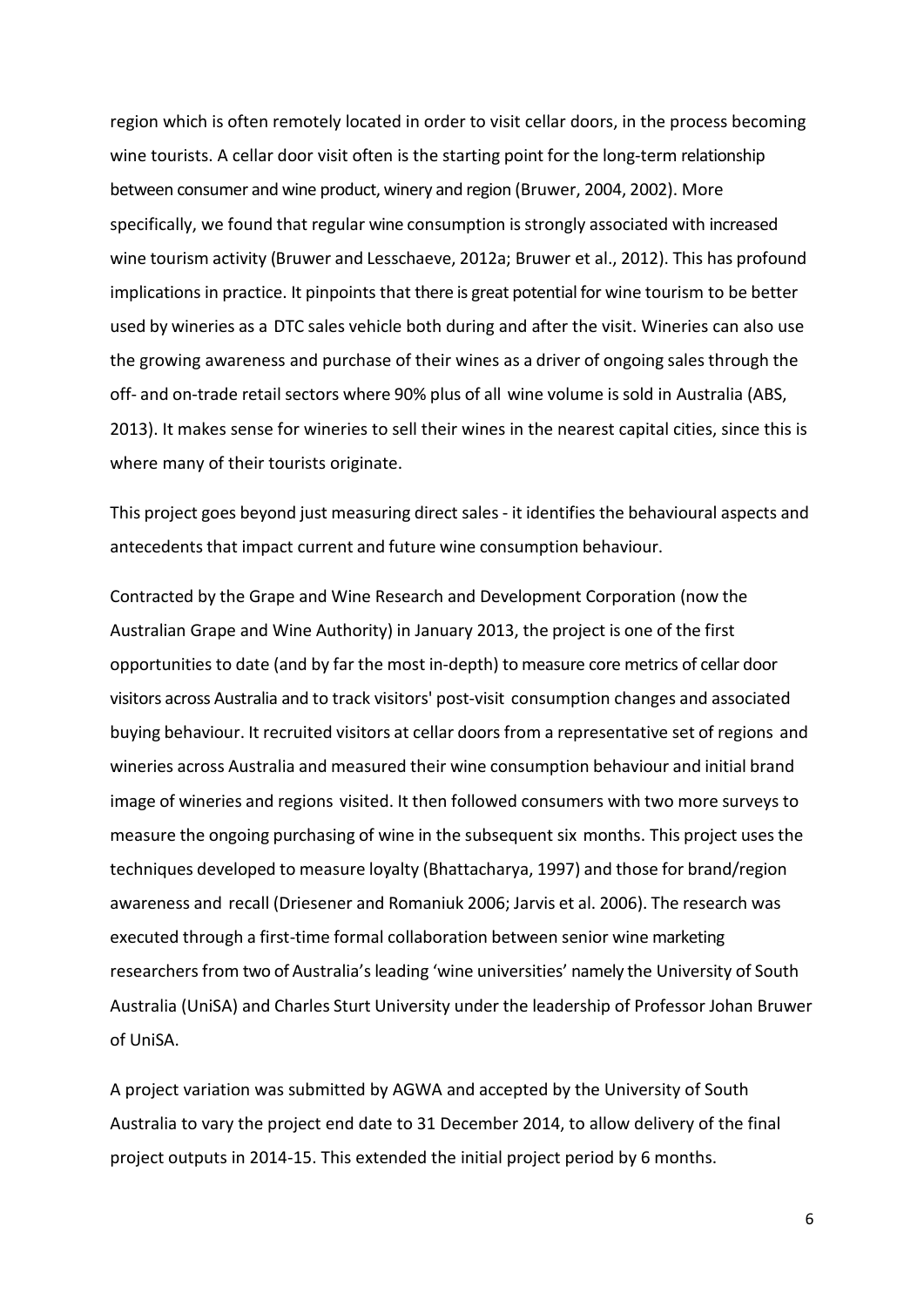region which is often remotely located in order to visit cellar doors, in the process becoming wine tourists. A cellar door visit often is the starting point for the long-term relationship between consumer and wine product, winery and region (Bruwer, 2004, 2002). More specifically, we found that regular wine consumption is strongly associated with increased wine tourism activity (Bruwer and Lesschaeve, 2012a; Bruwer et al., 2012). This has profound implications in practice. It pinpoints that there is great potential for wine tourism to be better used by wineries as a DTC sales vehicle both during and after the visit. Wineries can also use the growing awareness and purchase of their wines as a driver of ongoing sales through the off- and on-trade retail sectors where 90% plus of all wine volume is sold in Australia (ABS, 2013). It makes sense for wineries to sell their wines in the nearest capital cities, since this is where many of their tourists originate.

This project goes beyond just measuring direct sales - it identifies the behavioural aspects and antecedents that impact current and future wine consumption behaviour.

Contracted by the Grape and Wine Research and Development Corporation (now the Australian Grape and Wine Authority) in January 2013, the project is one of the first opportunities to date (and by far the most in-depth) to measure core metrics of cellar door visitors across Australia and to track visitors' post-visit consumption changes and associated buying behaviour. It recruited visitors at cellar doors from a representative set of regions and wineries across Australia and measured their wine consumption behaviour and initial brand image of wineries and regions visited. It then followed consumers with two more surveys to measure the ongoing purchasing of wine in the subsequent six months. This project uses the techniques developed to measure loyalty (Bhattacharya, 1997) and those for brand/region awareness and recall (Driesener and Romaniuk 2006; Jarvis et al. 2006). The research was executed through a first-time formal collaboration between senior wine marketing researchers from two of Australia's leading 'wine universities' namely the University of South Australia (UniSA) and Charles Sturt University under the leadership of Professor Johan Bruwer of UniSA.

A project variation was submitted by AGWA and accepted by the University of South Australia to vary the project end date to 31 December 2014, to allow delivery of the final project outputs in 2014-15. This extended the initial project period by 6 months.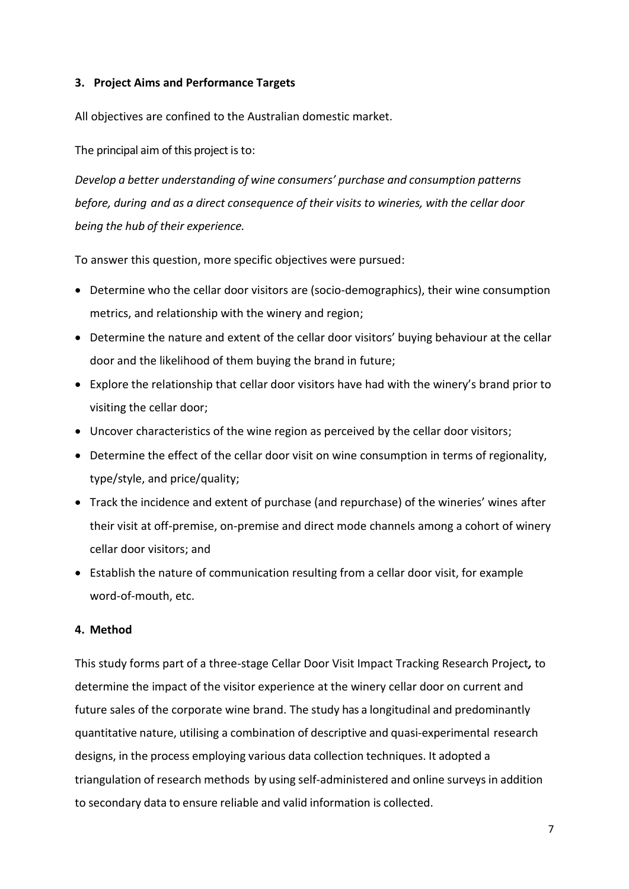## 3. Project Aims and Performance Targets

All objectives are confined to the Australian domestic market.

The principal aim of this project is to:

*Develop a better understanding of wine consumers' purchase and consumption patterns before, during and as a direct consequence of their visits to wineries, with the cellar door being the hub of their experience.*

To answer this question, more specific objectives were pursued:

- Determine who the cellar door visitors are (socio-demographics), their wine consumption metrics, and relationship with the winery and region;
- Determine the nature and extent of the cellar door visitors' buying behaviour at the cellar door and the likelihood of them buying the brand in future;
- Explore the relationship that cellar door visitors have had with the winery's brand prior to visiting the cellar door;
- Uncover characteristics of the wine region as perceived by the cellar door visitors;
- Determine the effect of the cellar door visit on wine consumption in terms of regionality, type/style, and price/quality;
- Track the incidence and extent of purchase (and repurchase) of the wineries' wines after their visit at off-premise, on-premise and direct mode channels among a cohort of winery cellar door visitors; and
- Establish the nature of communication resulting from a cellar door visit, for example word-of-mouth, etc.

## 4. Method

This study forms part of a three-stage Cellar Door Visit Impact Tracking Research Project***,*** to determine the impact of the visitor experience at the winery cellar door on current and future sales of the corporate wine brand. The study has a longitudinal and predominantly quantitative nature, utilising a combination of descriptive and quasi-experimental research designs, in the process employing various data collection techniques. It adopted a triangulation of research methods by using self-administered and online surveys in addition to secondary data to ensure reliable and valid information is collected.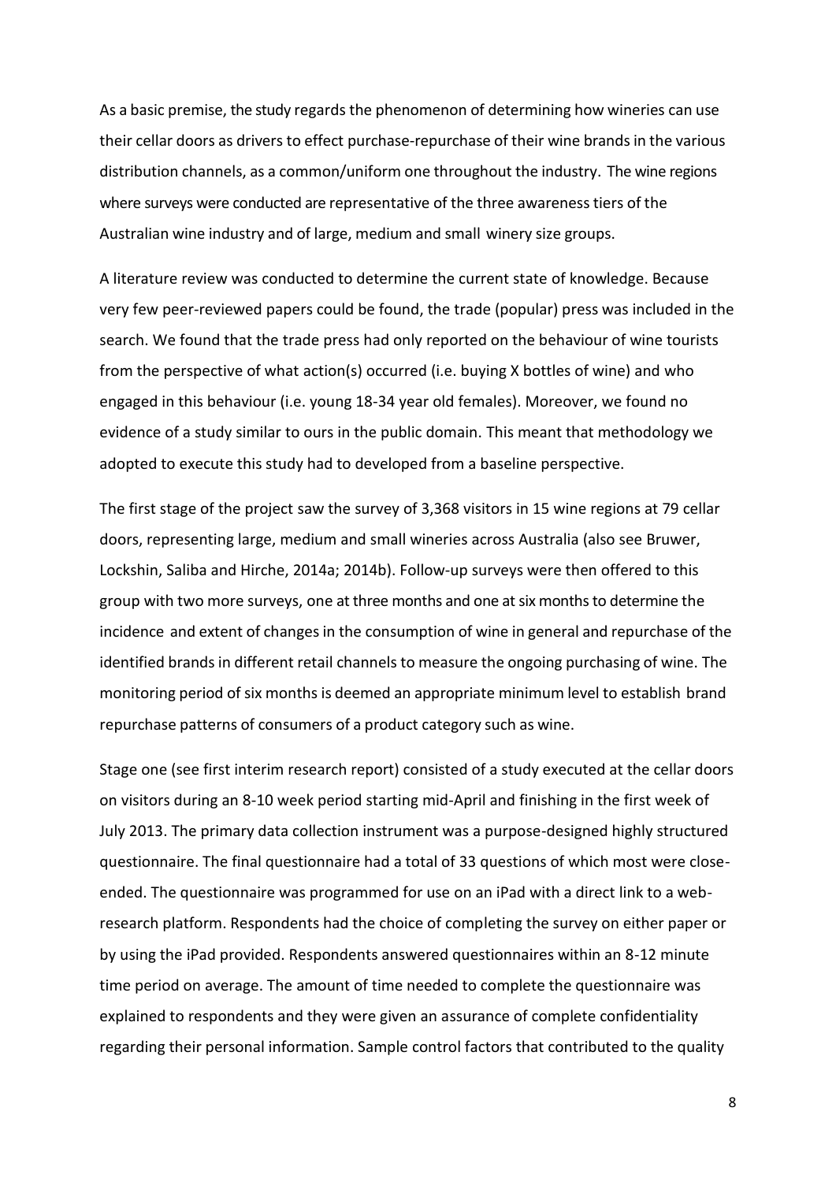As a basic premise, the study regards the phenomenon of determining how wineries can use their cellar doors as drivers to effect purchase-repurchase of their wine brands in the various distribution channels, as a common/uniform one throughout the industry. The wine regions where surveys were conducted are representative of the three awareness tiers of the Australian wine industry and of large, medium and small winery size groups.

A literature review was conducted to determine the current state of knowledge. Because very few peer-reviewed papers could be found, the trade (popular) press was included in the search. We found that the trade press had only reported on the behaviour of wine tourists from the perspective of what action(s) occurred (i.e. buying X bottles of wine) and who engaged in this behaviour (i.e. young 18-34 year old females). Moreover, we found no evidence of a study similar to ours in the public domain. This meant that methodology we adopted to execute this study had to developed from a baseline perspective.

The first stage of the project saw the survey of 3,368 visitors in 15 wine regions at 79 cellar doors, representing large, medium and small wineries across Australia (also see Bruwer, Lockshin, Saliba and Hirche, 2014a; 2014b). Follow-up surveys were then offered to this group with two more surveys, one at three months and one at six months to determine the incidence and extent of changes in the consumption of wine in general and repurchase of the identified brands in different retail channels to measure the ongoing purchasing of wine. The monitoring period of six months is deemed an appropriate minimum level to establish brand repurchase patterns of consumers of a product category such as wine.

Stage one (see first interim research report) consisted of a study executed at the cellar doors on visitors during an 8-10 week period starting mid-April and finishing in the first week of July 2013. The primary data collection instrument was a purpose-designed highly structured questionnaire. The final questionnaire had a total of 33 questions of which most were close-ended. The questionnaire was programmed for use on an iPad with a direct link to a web-research platform. Respondents had the choice of completing the survey on either paper or by using the iPad provided. Respondents answered questionnaires within an 8-12 minute time period on average. The amount of time needed to complete the questionnaire was explained to respondents and they were given an assurance of complete confidentiality regarding their personal information. Sample control factors that contributed to the quality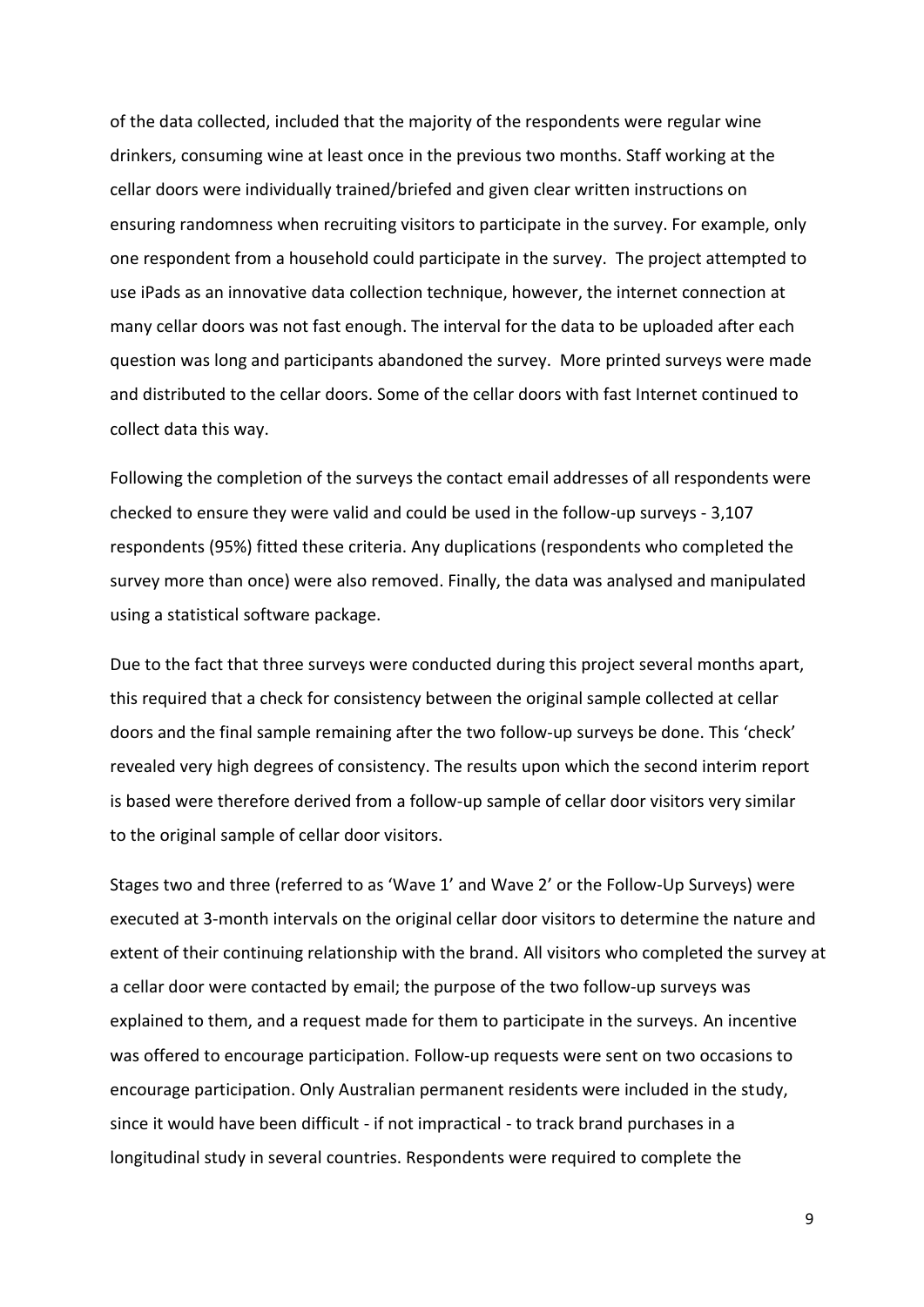of the data collected, included that the majority of the respondents were regular wine drinkers, consuming wine at least once in the previous two months. Staff working at the cellar doors were individually trained/briefed and given clear written instructions on ensuring randomness when recruiting visitors to participate in the survey. For example, only one respondent from a household could participate in the survey. The project attempted to use iPads as an innovative data collection technique, however, the internet connection at many cellar doors was not fast enough. The interval for the data to be uploaded after each question was long and participants abandoned the survey. More printed surveys were made and distributed to the cellar doors. Some of the cellar doors with fast Internet continued to collect data this way.

Following the completion of the surveys the contact email addresses of all respondents were checked to ensure they were valid and could be used in the follow-up surveys - 3,107 respondents (95%) fitted these criteria. Any duplications (respondents who completed the survey more than once) were also removed. Finally, the data was analysed and manipulated using a statistical software package.

Due to the fact that three surveys were conducted during this project several months apart, this required that a check for consistency between the original sample collected at cellar doors and the final sample remaining after the two follow-up surveys be done. This 'check' revealed very high degrees of consistency. The results upon which the second interim report is based were therefore derived from a follow-up sample of cellar door visitors very similar to the original sample of cellar door visitors.

Stages two and three (referred to as 'Wave 1' and Wave 2' or the Follow-Up Surveys) were executed at 3-month intervals on the original cellar door visitors to determine the nature and extent of their continuing relationship with the brand. All visitors who completed the survey at a cellar door were contacted by email; the purpose of the two follow-up surveys was explained to them, and a request made for them to participate in the surveys. An incentive was offered to encourage participation. Follow-up requests were sent on two occasions to encourage participation. Only Australian permanent residents were included in the study, since it would have been difficult - if not impractical - to track brand purchases in a longitudinal study in several countries. Respondents were required to complete the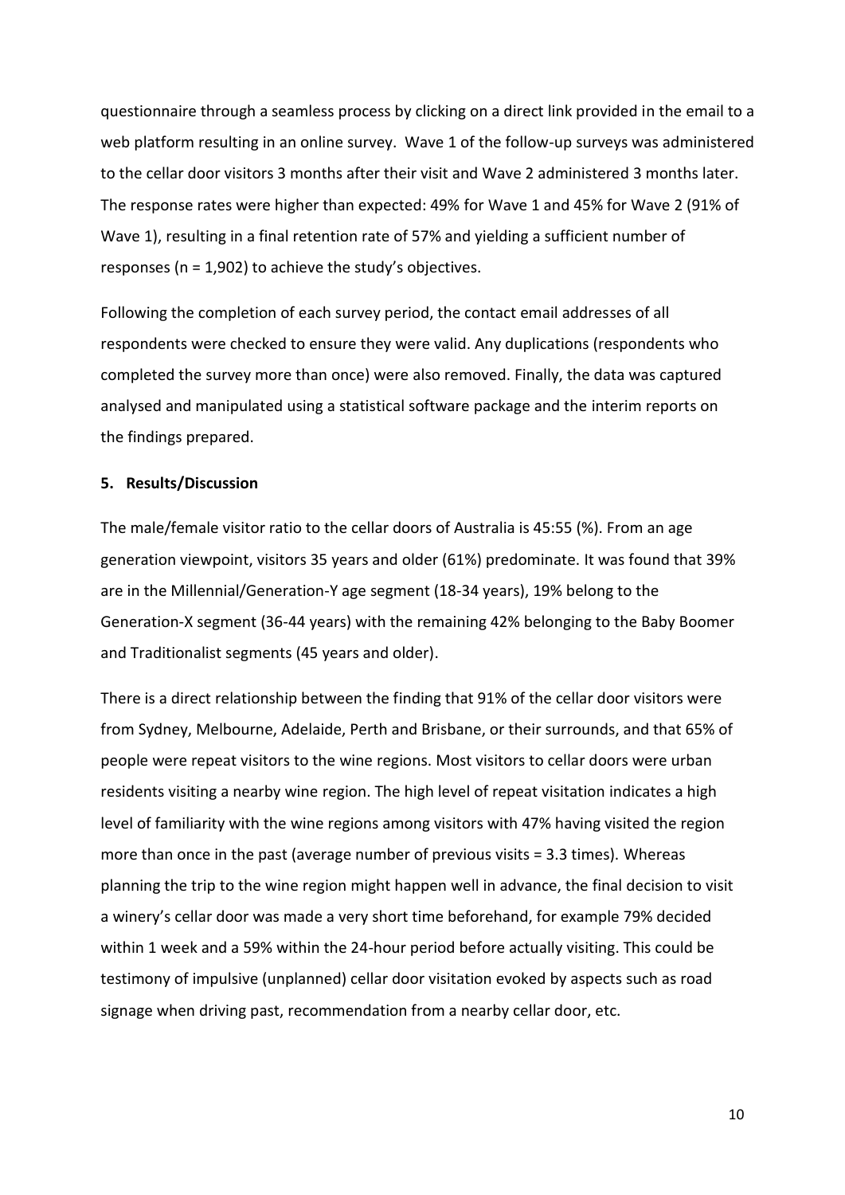questionnaire through a seamless process by clicking on a direct link provided in the email to a web platform resulting in an online survey. Wave 1 of the follow-up surveys was administered to the cellar door visitors 3 months after their visit and Wave 2 administered 3 months later. The response rates were higher than expected: 49% for Wave 1 and 45% for Wave 2 (91% of Wave 1), resulting in a final retention rate of 57% and yielding a sufficient number of responses (n = 1,902) to achieve the study's objectives.

Following the completion of each survey period, the contact email addresses of all respondents were checked to ensure they were valid. Any duplications (respondents who completed the survey more than once) were also removed. Finally, the data was captured analysed and manipulated using a statistical software package and the interim reports on the findings prepared.

## 5. Results/Discussion

The male/female visitor ratio to the cellar doors of Australia is 45:55 (%). From an age generation viewpoint, visitors 35 years and older (61%) predominate. It was found that 39% are in the Millennial/Generation-Y age segment (18-34 years), 19% belong to the Generation-X segment (36-44 years) with the remaining 42% belonging to the Baby Boomer and Traditionalist segments (45 years and older).

There is a direct relationship between the finding that 91% of the cellar door visitors were from Sydney, Melbourne, Adelaide, Perth and Brisbane, or their surrounds, and that 65% of people were repeat visitors to the wine regions. Most visitors to cellar doors were urban residents visiting a nearby wine region. The high level of repeat visitation indicates a high level of familiarity with the wine regions among visitors with 47% having visited the region more than once in the past (average number of previous visits = 3.3 times). Whereas planning the trip to the wine region might happen well in advance, the final decision to visit a winery's cellar door was made a very short time beforehand, for example 79% decided within 1 week and a 59% within the 24-hour period before actually visiting. This could be testimony of impulsive (unplanned) cellar door visitation evoked by aspects such as road signage when driving past, recommendation from a nearby cellar door, etc.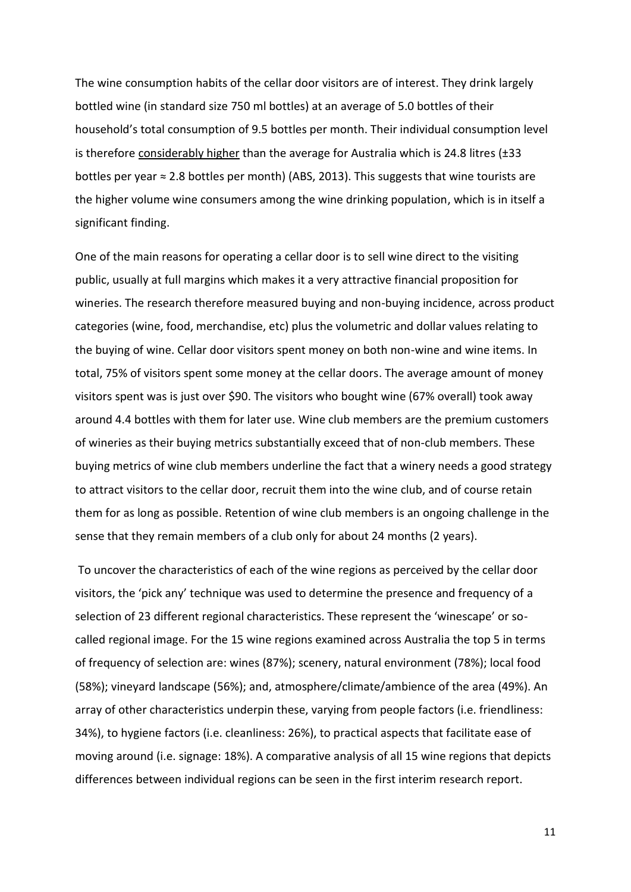The wine consumption habits of the cellar door visitors are of interest. They drink largely bottled wine (in standard size 750 ml bottles) at an average of 5.0 bottles of their household's total consumption of 9.5 bottles per month. Their individual consumption level is therefore <u>considerably higher</u> than the average for Australia which is 24.8 litres (±33 bottles per year ≈ 2.8 bottles per month) (ABS, 2013). This suggests that wine tourists are the higher volume wine consumers among the wine drinking population, which is in itself a significant finding.

One of the main reasons for operating a cellar door is to sell wine direct to the visiting public, usually at full margins which makes it a very attractive financial proposition for wineries. The research therefore measured buying and non-buying incidence, across product categories (wine, food, merchandise, etc) plus the volumetric and dollar values relating to the buying of wine. Cellar door visitors spent money on both non-wine and wine items. In total, 75% of visitors spent some money at the cellar doors. The average amount of money visitors spent was is just over $90. The visitors who bought wine (67% overall) took away around 4.4 bottles with them for later use. Wine club members are the premium customers of wineries as their buying metrics substantially exceed that of non-club members. These buying metrics of wine club members underline the fact that a winery needs a good strategy to attract visitors to the cellar door, recruit them into the wine club, and of course retain them for as long as possible. Retention of wine club members is an ongoing challenge in the sense that they remain members of a club only for about 24 months (2 years).

To uncover the characteristics of each of the wine regions as perceived by the cellar door visitors, the 'pick any' technique was used to determine the presence and frequency of a selection of 23 different regional characteristics. These represent the 'winescape' or so-called regional image. For the 15 wine regions examined across Australia the top 5 in terms of frequency of selection are: wines (87%); scenery, natural environment (78%); local food (58%); vineyard landscape (56%); and, atmosphere/climate/ambience of the area (49%). An array of other characteristics underpin these, varying from people factors (i.e. friendliness: 34%), to hygiene factors (i.e. cleanliness: 26%), to practical aspects that facilitate ease of moving around (i.e. signage: 18%). A comparative analysis of all 15 wine regions that depicts differences between individual regions can be seen in the first interim research report.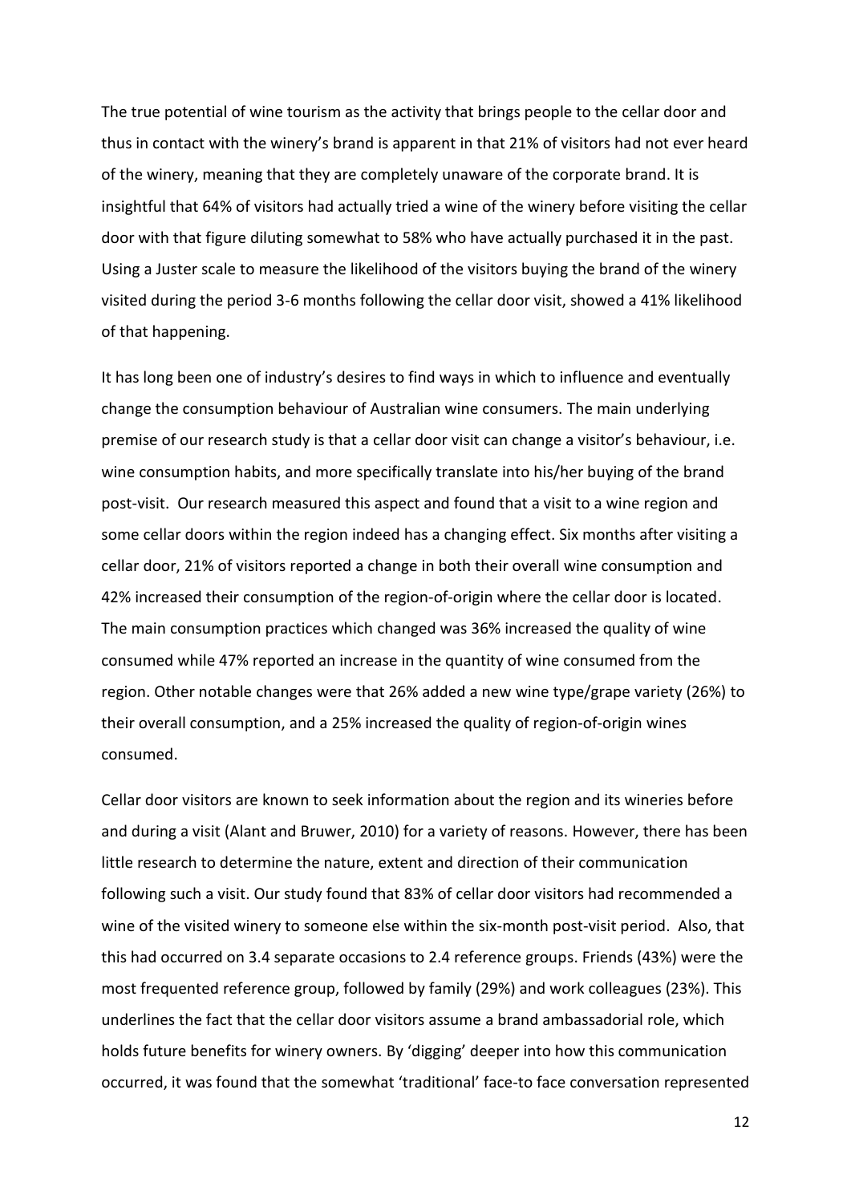The true potential of wine tourism as the activity that brings people to the cellar door and thus in contact with the winery's brand is apparent in that 21% of visitors had not ever heard of the winery, meaning that they are completely unaware of the corporate brand. It is insightful that 64% of visitors had actually tried a wine of the winery before visiting the cellar door with that figure diluting somewhat to 58% who have actually purchased it in the past. Using a Juster scale to measure the likelihood of the visitors buying the brand of the winery visited during the period 3-6 months following the cellar door visit, showed a 41% likelihood of that happening.

It has long been one of industry's desires to find ways in which to influence and eventually change the consumption behaviour of Australian wine consumers. The main underlying premise of our research study is that a cellar door visit can change a visitor's behaviour, i.e. wine consumption habits, and more specifically translate into his/her buying of the brand post-visit. Our research measured this aspect and found that a visit to a wine region and some cellar doors within the region indeed has a changing effect. Six months after visiting a cellar door, 21% of visitors reported a change in both their overall wine consumption and 42% increased their consumption of the region-of-origin where the cellar door is located. The main consumption practices which changed was 36% increased the quality of wine consumed while 47% reported an increase in the quantity of wine consumed from the region. Other notable changes were that 26% added a new wine type/grape variety (26%) to their overall consumption, and a 25% increased the quality of region-of-origin wines consumed.

Cellar door visitors are known to seek information about the region and its wineries before and during a visit (Alant and Bruwer, 2010) for a variety of reasons. However, there has been little research to determine the nature, extent and direction of their communication following such a visit. Our study found that 83% of cellar door visitors had recommended a wine of the visited winery to someone else within the six-month post-visit period. Also, that this had occurred on 3.4 separate occasions to 2.4 reference groups. Friends (43%) were the most frequented reference group, followed by family (29%) and work colleagues (23%). This underlines the fact that the cellar door visitors assume a brand ambassadorial role, which holds future benefits for winery owners. By 'digging' deeper into how this communication occurred, it was found that the somewhat 'traditional' face-to face conversation represented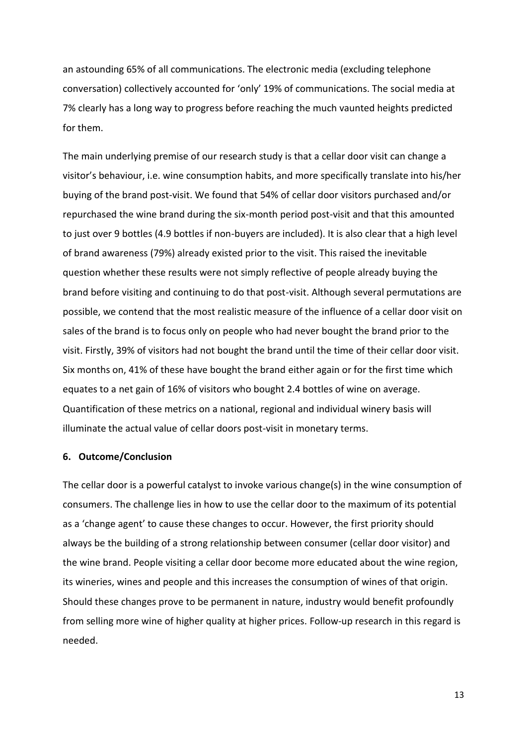an astounding 65% of all communications. The electronic media (excluding telephone conversation) collectively accounted for 'only' 19% of communications. The social media at 7% clearly has a long way to progress before reaching the much vaunted heights predicted for them.

The main underlying premise of our research study is that a cellar door visit can change a visitor's behaviour, i.e. wine consumption habits, and more specifically translate into his/her buying of the brand post-visit. We found that 54% of cellar door visitors purchased and/or repurchased the wine brand during the six-month period post-visit and that this amounted to just over 9 bottles (4.9 bottles if non-buyers are included). It is also clear that a high level of brand awareness (79%) already existed prior to the visit. This raised the inevitable question whether these results were not simply reflective of people already buying the brand before visiting and continuing to do that post-visit. Although several permutations are possible, we contend that the most realistic measure of the influence of a cellar door visit on sales of the brand is to focus only on people who had never bought the brand prior to the visit. Firstly, 39% of visitors had not bought the brand until the time of their cellar door visit. Six months on, 41% of these have bought the brand either again or for the first time which equates to a net gain of 16% of visitors who bought 2.4 bottles of wine on average. Quantification of these metrics on a national, regional and individual winery basis will illuminate the actual value of cellar doors post-visit in monetary terms.

## 6. Outcome/Conclusion

The cellar door is a powerful catalyst to invoke various change(s) in the wine consumption of consumers. The challenge lies in how to use the cellar door to the maximum of its potential as a 'change agent' to cause these changes to occur. However, the first priority should always be the building of a strong relationship between consumer (cellar door visitor) and the wine brand. People visiting a cellar door become more educated about the wine region, its wineries, wines and people and this increases the consumption of wines of that origin. Should these changes prove to be permanent in nature, industry would benefit profoundly from selling more wine of higher quality at higher prices. Follow-up research in this regard is needed.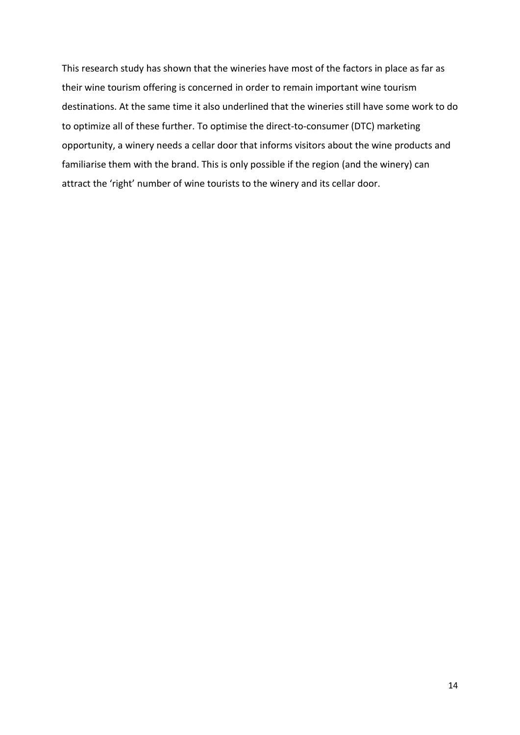This research study has shown that the wineries have most of the factors in place as far as their wine tourism offering is concerned in order to remain important wine tourism destinations. At the same time it also underlined that the wineries still have some work to do to optimize all of these further. To optimise the direct-to-consumer (DTC) marketing opportunity, a winery needs a cellar door that informs visitors about the wine products and familiarise them with the brand. This is only possible if the region (and the winery) can attract the 'right' number of wine tourists to the winery and its cellar door.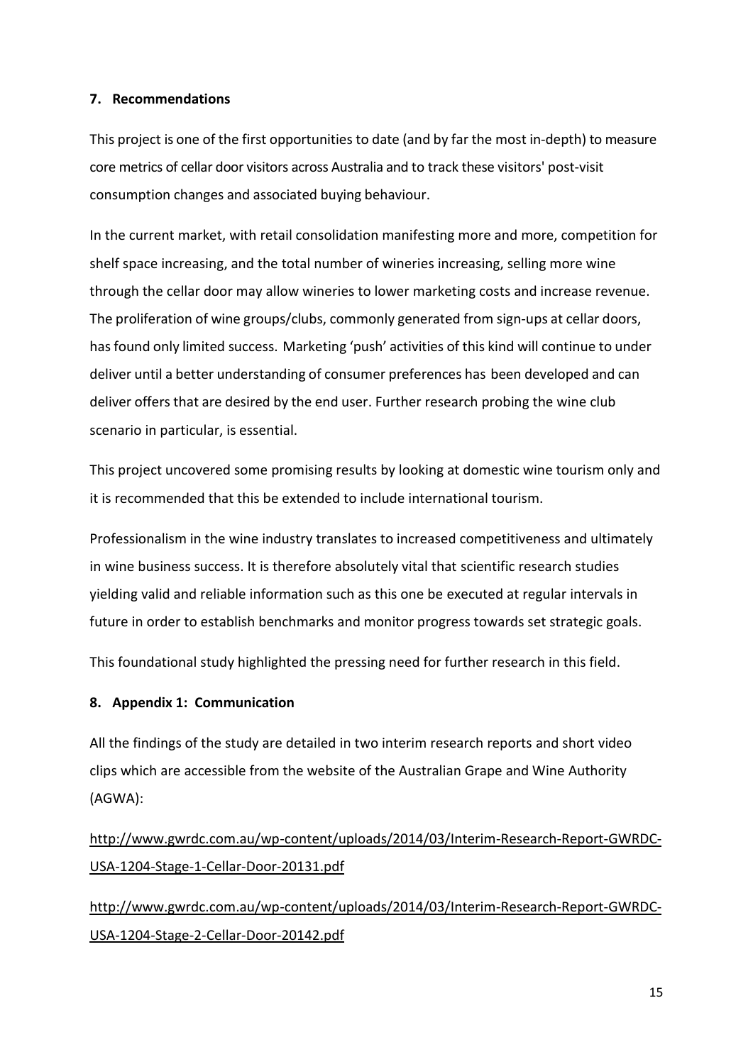## 7. Recommendations

This project is one of the first opportunities to date (and by far the most in-depth) to measure core metrics of cellar door visitors across Australia and to track these visitors' post-visit consumption changes and associated buying behaviour.

In the current market, with retail consolidation manifesting more and more, competition for shelf space increasing, and the total number of wineries increasing, selling more wine through the cellar door may allow wineries to lower marketing costs and increase revenue. The proliferation of wine groups/clubs, commonly generated from sign-ups at cellar doors, has found only limited success. Marketing 'push' activities of this kind will continue to under deliver until a better understanding of consumer preferences has been developed and can deliver offers that are desired by the end user. Further research probing the wine club scenario in particular, is essential.

This project uncovered some promising results by looking at domestic wine tourism only and it is recommended that this be extended to include international tourism.

Professionalism in the wine industry translates to increased competitiveness and ultimately in wine business success. It is therefore absolutely vital that scientific research studies yielding valid and reliable information such as this one be executed at regular intervals in future in order to establish benchmarks and monitor progress towards set strategic goals.

This foundational study highlighted the pressing need for further research in this field.

## 8. Appendix 1: Communication

All the findings of the study are detailed in two interim research reports and short video clips which are accessible from the website of the Australian Grape and Wine Authority (AGWA):

http://www.gwrdc.com.au/wp-content/uploads/2014/03/Interim-Research-Report-GWRDC-USA-1204-Stage-1-Cellar-Door-20131.pdf

http://www.gwrdc.com.au/wp-content/uploads/2014/03/Interim-Research-Report-GWRDC-USA-1204-Stage-2-Cellar-Door-20142.pdf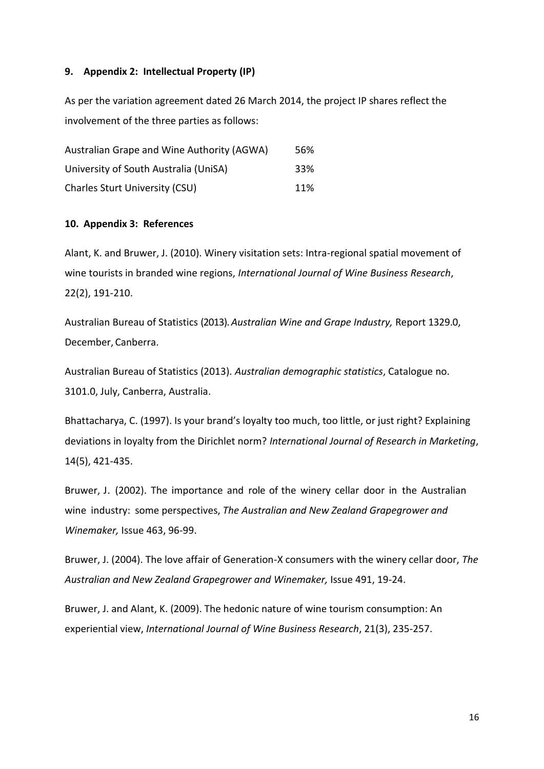## 9. Appendix 2: Intellectual Property (IP)

As per the variation agreement dated 26 March 2014, the project IP shares reflect the involvement of the three parties as follows:

| | |
|---|---|
| Australian Grape and Wine Authority (AGWA) | 56% |
| University of South Australia (UniSA) | 33% |
| Charles Sturt University (CSU) | 11% |

## 10. Appendix 3: References

Alant, K. and Bruwer, J. (2010). Winery visitation sets: Intra-regional spatial movement of wine tourists in branded wine regions, *International Journal of Wine Business Research*, 22(2), 191-210.

Australian Bureau of Statistics (2013). *Australian Wine and Grape Industry,* Report 1329.0, December, Canberra.

Australian Bureau of Statistics (2013). *Australian demographic statistics*, Catalogue no. 3101.0, July, Canberra, Australia.

Bhattacharya, C. (1997). Is your brand's loyalty too much, too little, or just right? Explaining deviations in loyalty from the Dirichlet norm? *International Journal of Research in Marketing*, 14(5), 421-435.

Bruwer, J. (2002). The importance and role of the winery cellar door in the Australian wine industry: some perspectives, *The Australian and New Zealand Grapegrower and Winemaker,* Issue 463, 96-99.

Bruwer, J. (2004). The love affair of Generation-X consumers with the winery cellar door, *The Australian and New Zealand Grapegrower and Winemaker,* Issue 491, 19-24.

Bruwer, J. and Alant, K. (2009). The hedonic nature of wine tourism consumption: An experiential view, *International Journal of Wine Business Research*, 21(3), 235-257.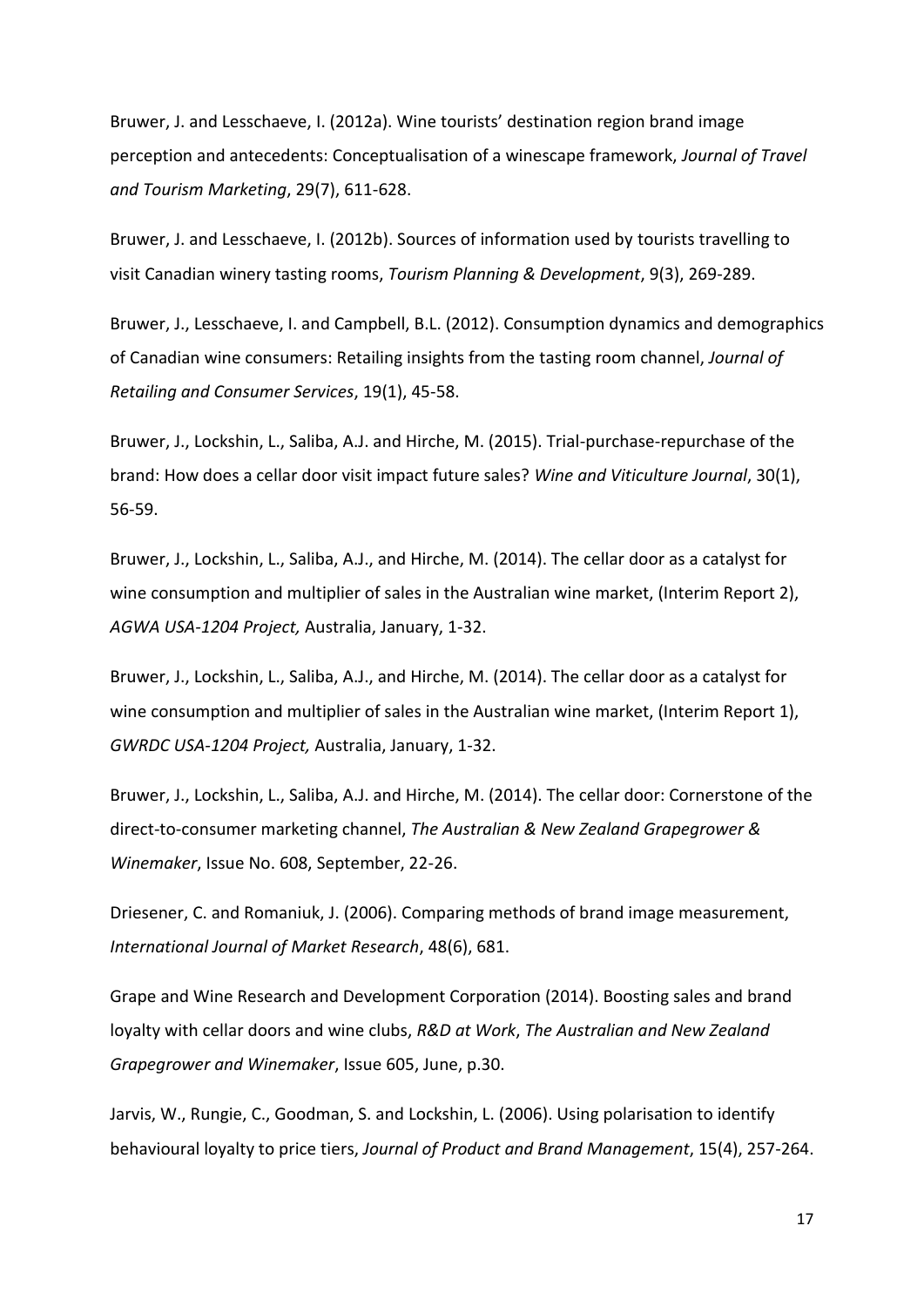Bruwer, J. and Lesschaeve, I. (2012a). Wine tourists' destination region brand image perception and antecedents: Conceptualisation of a winescape framework, *Journal of Travel and Tourism Marketing*, 29(7), 611-628.

Bruwer, J. and Lesschaeve, I. (2012b). Sources of information used by tourists travelling to visit Canadian winery tasting rooms, *Tourism Planning & Development*, 9(3), 269-289.

Bruwer, J., Lesschaeve, I. and Campbell, B.L. (2012). Consumption dynamics and demographics of Canadian wine consumers: Retailing insights from the tasting room channel, *Journal of Retailing and Consumer Services*, 19(1), 45-58.

Bruwer, J., Lockshin, L., Saliba, A.J. and Hirche, M. (2015). Trial-purchase-repurchase of the brand: How does a cellar door visit impact future sales? *Wine and Viticulture Journal*, 30(1), 56-59.

Bruwer, J., Lockshin, L., Saliba, A.J., and Hirche, M. (2014). The cellar door as a catalyst for wine consumption and multiplier of sales in the Australian wine market, (Interim Report 2), *AGWA USA-1204 Project,* Australia, January, 1-32.

Bruwer, J., Lockshin, L., Saliba, A.J., and Hirche, M. (2014). The cellar door as a catalyst for wine consumption and multiplier of sales in the Australian wine market, (Interim Report 1), *GWRDC USA-1204 Project,* Australia, January, 1-32.

Bruwer, J., Lockshin, L., Saliba, A.J. and Hirche, M. (2014). The cellar door: Cornerstone of the direct-to-consumer marketing channel, *The Australian & New Zealand Grapegrower & Winemaker*, Issue No. 608, September, 22-26.

Driesener, C. and Romaniuk, J. (2006). Comparing methods of brand image measurement, *International Journal of Market Research*, 48(6), 681.

Grape and Wine Research and Development Corporation (2014). Boosting sales and brand loyalty with cellar doors and wine clubs, *R&D at Work*, *The Australian and New Zealand Grapegrower and Winemaker*, Issue 605, June, p.30.

Jarvis, W., Rungie, C., Goodman, S. and Lockshin, L. (2006). Using polarisation to identify behavioural loyalty to price tiers, *Journal of Product and Brand Management*, 15(4), 257-264.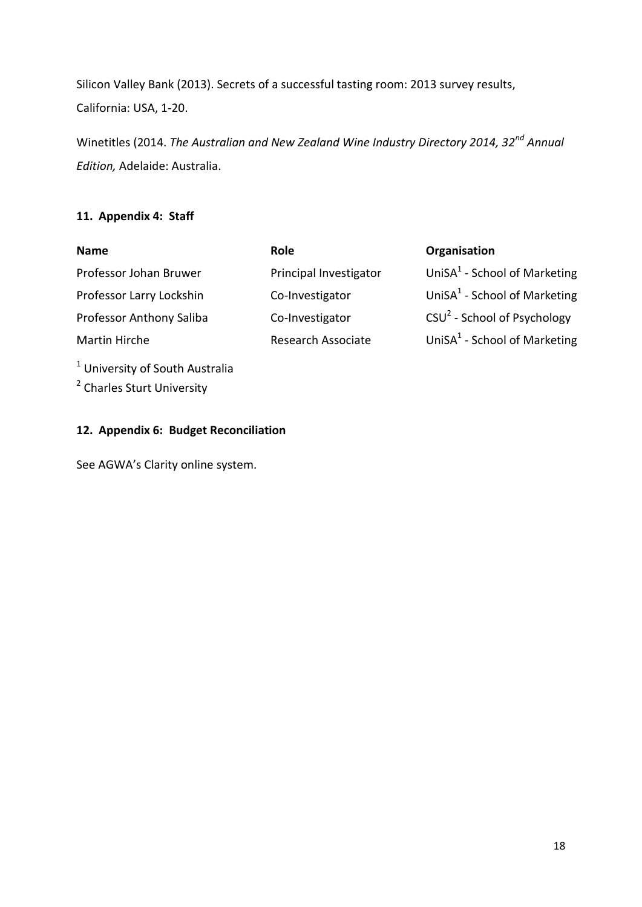Silicon Valley Bank (2013). Secrets of a successful tasting room: 2013 survey results, California: USA, 1-20.

Winetitles (2014. *The Australian and New Zealand Wine Industry Directory 2014, 32nd Annual Edition,* Adelaide: Australia.

## 11. Appendix 4: Staff

| Name | Role | Organisation |
| --- | --- | --- |
| Professor Johan Bruwer | Principal Investigator | UniSA[1] - School of Marketing |
| Professor Larry Lockshin | Co-Investigator | UniSA[1] - School of Marketing |
| Professor Anthony Saliba | Co-Investigator | CSU[2] - School of Psychology |
| Martin Hirche | Research Associate | UniSA[1] - School of Marketing |

[1] University of South Australia

[2] Charles Sturt University

## 12. Appendix 6: Budget Reconciliation

See AGWA's Clarity online system.